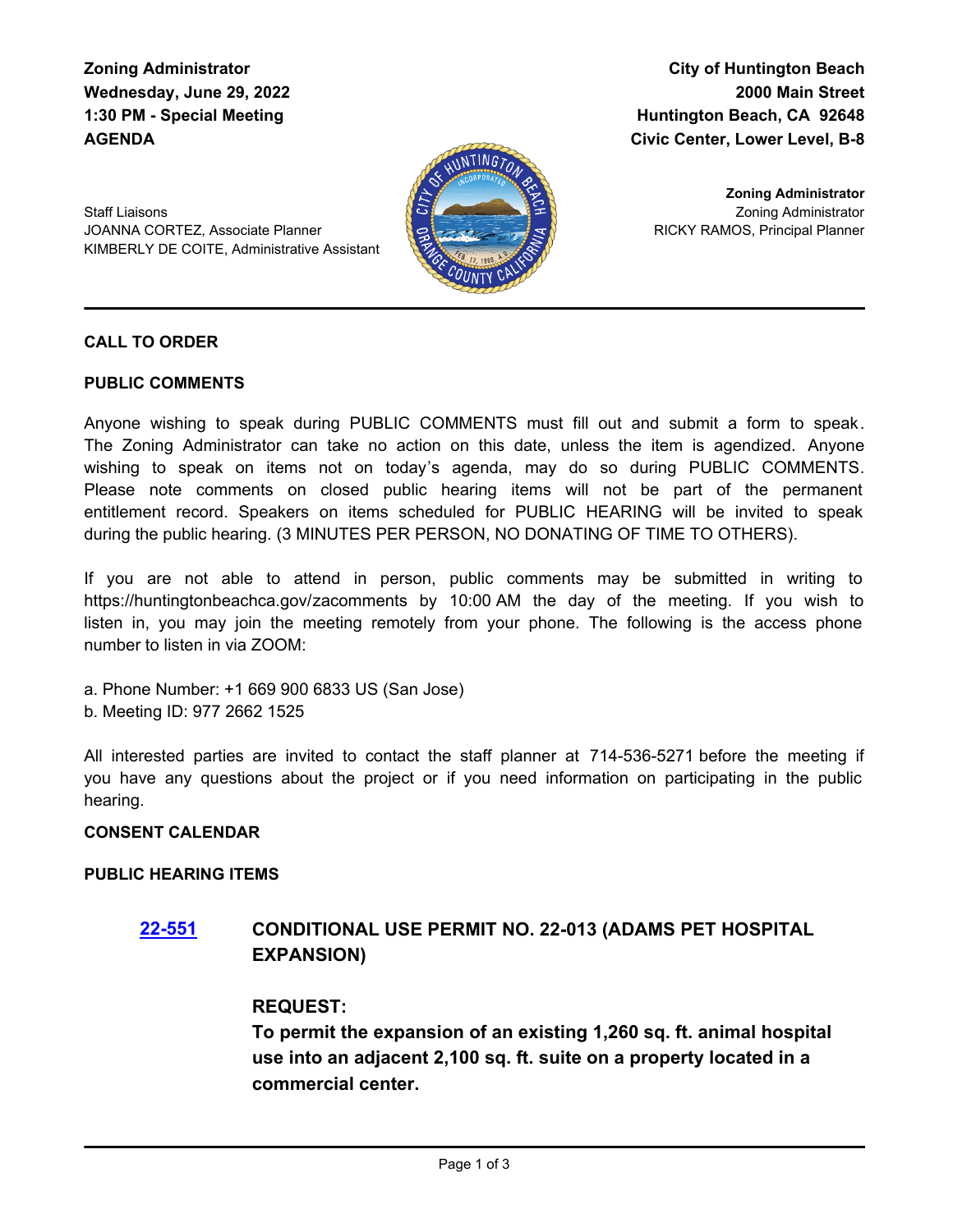**Zoning Administrator**
**Wednesday, June 29, 2022**
**1:30 PM - Special Meeting**
**AGENDA**

**City of Huntington Beach**
**2000 Main Street**
**Huntington Beach, CA 92648**
**Civic Center, Lower Level, B-8**

Staff Liaisons
JOANNA CORTEZ, Associate Planner
KIMBERLY DE COITE, Administrative Assistant

**Zoning Administrator**
Zoning Administrator
RICKY RAMOS, Principal Planner

---

**CALL TO ORDER**

**PUBLIC COMMENTS**

Anyone wishing to speak during PUBLIC COMMENTS must fill out and submit a form to speak. The Zoning Administrator can take no action on this date, unless the item is agendized. Anyone wishing to speak on items not on today's agenda, may do so during PUBLIC COMMENTS. Please note comments on closed public hearing items will not be part of the permanent entitlement record. Speakers on items scheduled for PUBLIC HEARING will be invited to speak during the public hearing. (3 MINUTES PER PERSON, NO DONATING OF TIME TO OTHERS).

If you are not able to attend in person, public comments may be submitted in writing to https://huntingtonbeachca.gov/zacomments by 10:00 AM the day of the meeting. If you wish to listen in, you may join the meeting remotely from your phone. The following is the access phone number to listen in via ZOOM:

a. Phone Number: +1 669 900 6833 US (San Jose)
b. Meeting ID: 977 2662 1525

All interested parties are invited to contact the staff planner at 714-536-5271 before the meeting if you have any questions about the project or if you need information on participating in the public hearing.

**CONSENT CALENDAR**

**PUBLIC HEARING ITEMS**

**22-551** **CONDITIONAL USE PERMIT NO. 22-013 (ADAMS PET HOSPITAL EXPANSION)**

**REQUEST:**
**To permit the expansion of an existing 1,260 sq. ft. animal hospital use into an adjacent 2,100 sq. ft. suite on a property located in a commercial center.**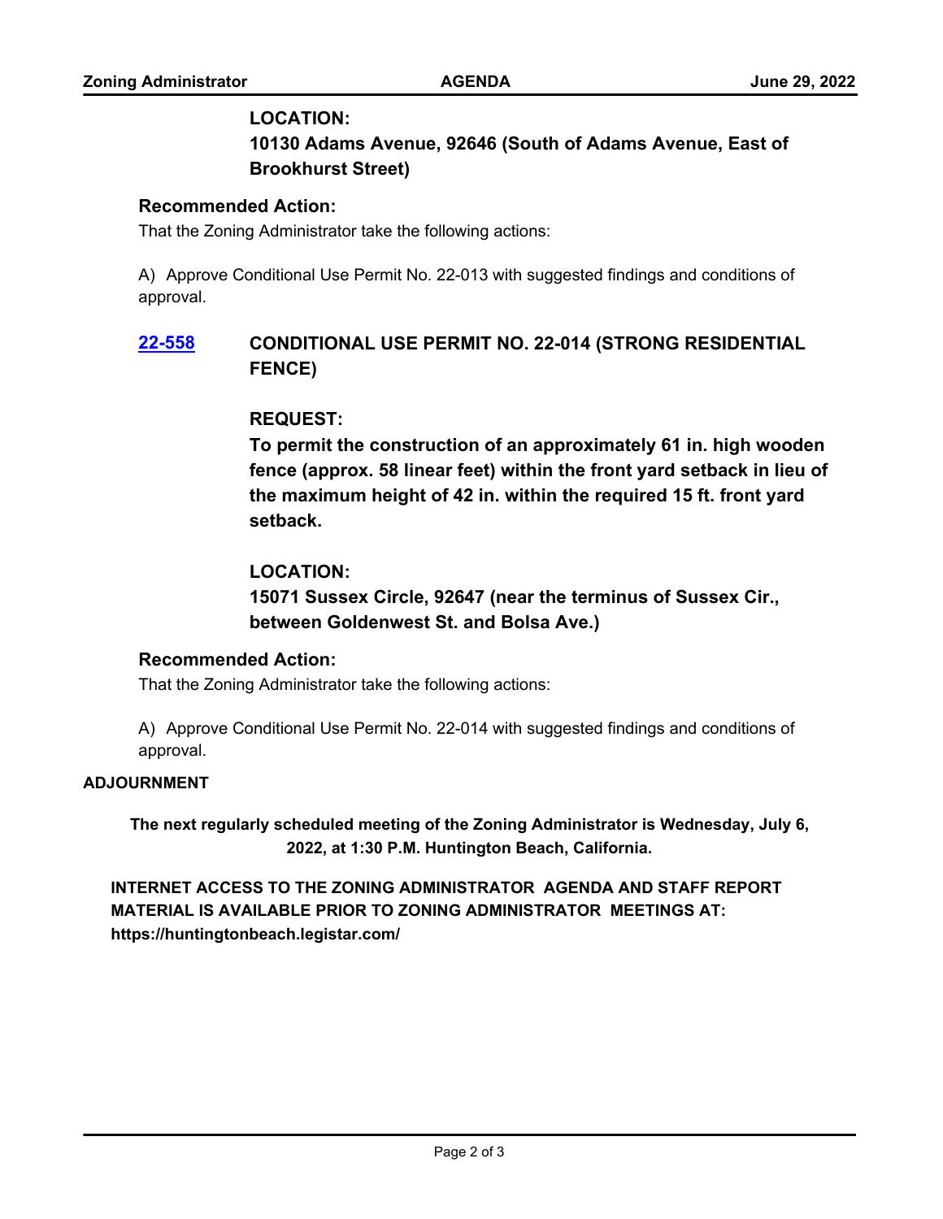**LOCATION:**
**10130 Adams Avenue, 92646 (South of Adams Avenue, East of Brookhurst Street)**

**Recommended Action:**

That the Zoning Administrator take the following actions:

A) Approve Conditional Use Permit No. 22-013 with suggested findings and conditions of approval.

**22-558** **CONDITIONAL USE PERMIT NO. 22-014 (STRONG RESIDENTIAL FENCE)**

**REQUEST:**
**To permit the construction of an approximately 61 in. high wooden fence (approx. 58 linear feet) within the front yard setback in lieu of the maximum height of 42 in. within the required 15 ft. front yard setback.**

**LOCATION:**
**15071 Sussex Circle, 92647 (near the terminus of Sussex Cir., between Goldenwest St. and Bolsa Ave.)**

**Recommended Action:**

That the Zoning Administrator take the following actions:

A) Approve Conditional Use Permit No. 22-014 with suggested findings and conditions of approval.

**ADJOURNMENT**

**The next regularly scheduled meeting of the Zoning Administrator is Wednesday, July 6, 2022, at 1:30 P.M. Huntington Beach, California.**

**INTERNET ACCESS TO THE ZONING ADMINISTRATOR AGENDA AND STAFF REPORT MATERIAL IS AVAILABLE PRIOR TO ZONING ADMINISTRATOR MEETINGS AT: https://huntingtonbeach.legistar.com/**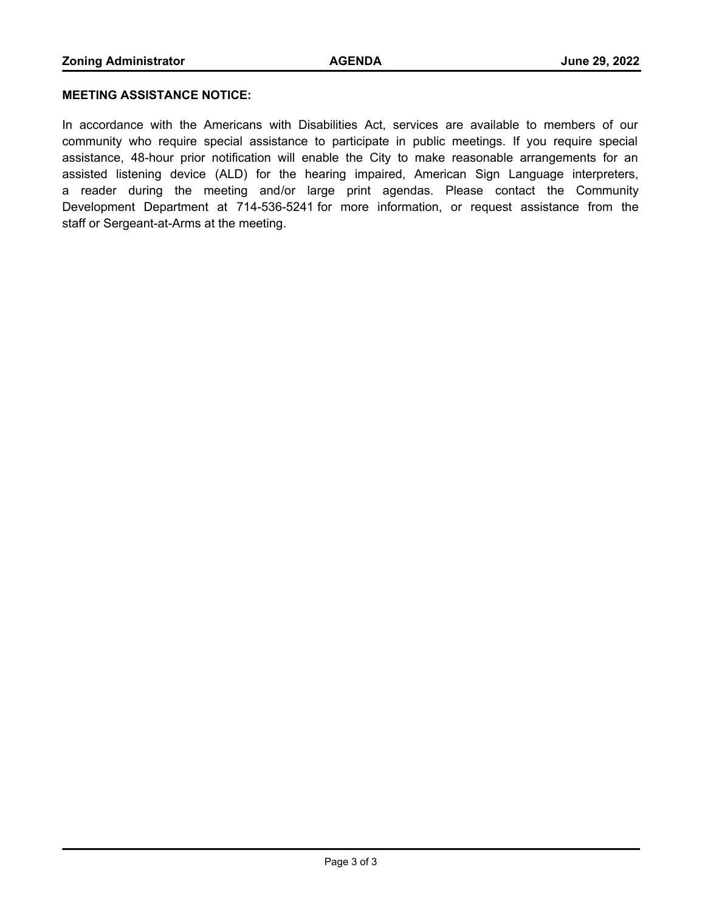**MEETING ASSISTANCE NOTICE:**

In accordance with the Americans with Disabilities Act, services are available to members of our community who require special assistance to participate in public meetings. If you require special assistance, 48-hour prior notification will enable the City to make reasonable arrangements for an assisted listening device (ALD) for the hearing impaired, American Sign Language interpreters, a reader during the meeting and/or large print agendas. Please contact the Community Development Department at 714-536-5241 for more information, or request assistance from the staff or Sergeant-at-Arms at the meeting.